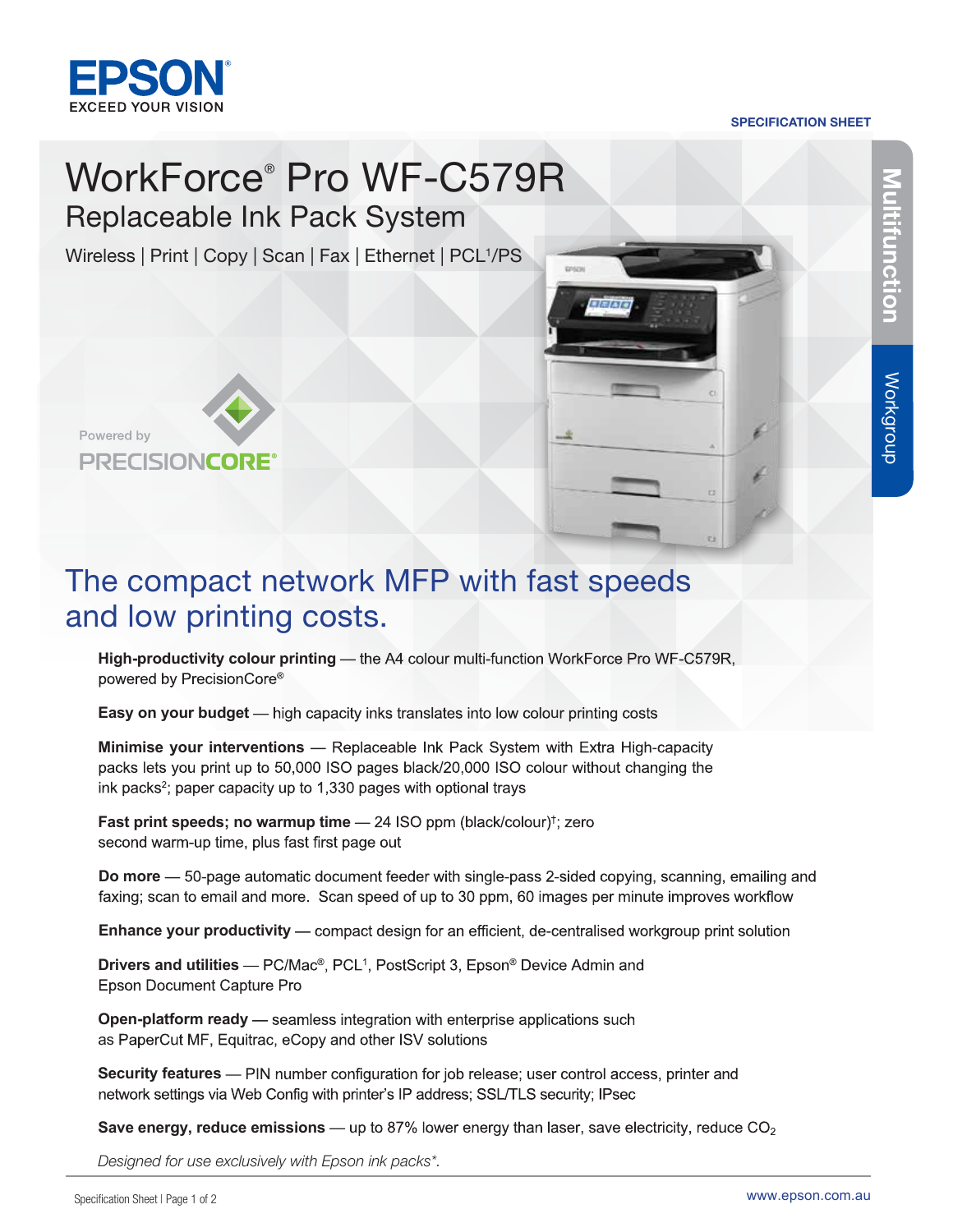EPSON
EXCEED YOUR VISION

SPECIFICATION SHEET

Multifunction | Workgroup

# WorkForce® Pro WF-C579R

## Replaceable Ink Pack System

Wireless | Print | Copy | Scan | Fax | Ethernet | PCL[1]/PS

Powered by PRECISIONCORE®

## The compact network MFP with fast speeds and low printing costs.

**High-productivity colour printing** — the A4 colour multi-function WorkForce Pro WF-C579R, powered by PrecisionCore®

**Easy on your budget** — high capacity inks translates into low colour printing costs

**Minimise your interventions** — Replaceable Ink Pack System with Extra High-capacity packs lets you print up to 50,000 ISO pages black/20,000 ISO colour without changing the ink packs[2]; paper capacity up to 1,330 pages with optional trays

**Fast print speeds; no warmup time** — 24 ISO ppm (black/colour)[†]; zero second warm-up time, plus fast first page out

**Do more** — 50-page automatic document feeder with single-pass 2-sided copying, scanning, emailing and faxing; scan to email and more. Scan speed of up to 30 ppm, 60 images per minute improves workflow

**Enhance your productivity** — compact design for an efficient, de-centralised workgroup print solution

**Drivers and utilities** — PC/Mac®, PCL[1], PostScript 3, Epson® Device Admin and Epson Document Capture Pro

**Open-platform ready** — seamless integration with enterprise applications such as PaperCut MF, Equitrac, eCopy and other ISV solutions

**Security features** — PIN number configuration for job release; user control access, printer and network settings via Web Config with printer's IP address; SSL/TLS security; IPsec

**Save energy, reduce emissions** — up to 87% lower energy than laser, save electricity, reduce $CO_2$

*Designed for use exclusively with Epson ink packs*.*

www.epson.com.au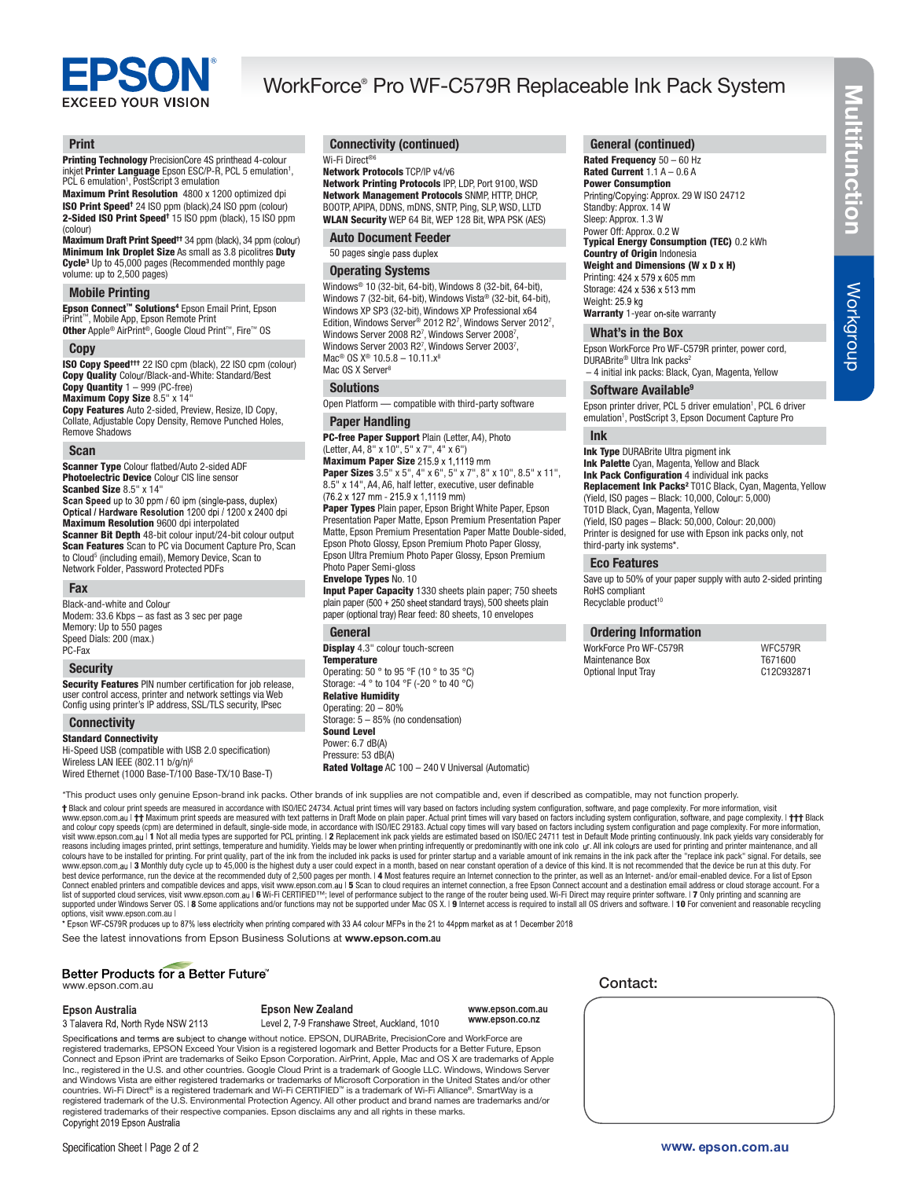# WorkForce® Pro WF-C579R Replaceable Ink Pack System

EPSON
EXCEED YOUR VISION

Multifunction | Workgroup

## Print

**Printing Technology** PrecisionCore 4S printhead 4-colour inkjet **Printer Language** Epson ESC/P-R, PCL 5 emulation[1], PCL 6 emulation[1], PostScript 3 emulation
**Maximum Print Resolution** 4800 x 1200 optimized dpi
**ISO Print Speed†** 24 ISO ppm (black),24 ISO ppm (colour)
**2-Sided ISO Print Speed†** 15 ISO ppm (black), 15 ISO ppm (colour)
**Maximum Draft Print Speed††** 34 ppm (black), 34 ppm (colour)
**Minimum Ink Droplet Size** As small as 3.8 picolitres **Duty Cycle[3]** Up to 45,000 pages (Recommended monthly page volume: up to 2,500 pages)

## Mobile Printing

**Epson Connect™ Solutions[4]** Epson Email Print, Epson iPrint™, Mobile App, Epson Remote Print
**Other** Apple® AirPrint®, Google Cloud Print™, Fire™ OS

## Copy

**ISO Copy Speed†††** 22 ISO cpm (black), 22 ISO cpm (colour)
**Copy Quality** Colour/Black-and-White: Standard/Best
**Copy Quantity** 1 – 999 (PC-free)
**Maximum Copy Size** 8.5" x 14"
**Copy Features** Auto 2-sided, Preview, Resize, ID Copy, Collate, Adjustable Copy Density, Remove Punched Holes, Remove Shadows

## Scan

**Scanner Type** Colour flatbed/Auto 2-sided ADF
**Photoelectric Device** Colour CIS line sensor
**Scanned Size** 8.5" x 14"
**Scan Speed** up to 30 ppm / 60 ipm (single-pass, duplex)
**Optical / Hardware Resolution** 1200 dpi / 1200 x 2400 dpi
**Maximum Resolution** 9600 dpi interpolated
**Scanner Bit Depth** 48-bit colour input/24-bit colour output
**Scan Features** Scan to PC via Document Capture Pro, Scan to Cloud[5] (including email), Memory Device, Scan to Network Folder, Password Protected PDFs

## Fax

Black-and-white and Colour
Modem: 33.6 Kbps – as fast as 3 sec per page
Memory: Up to 550 pages
Speed Dials: 200 (max.)
PC-Fax

## Security

**Security Features** PIN number certification for job release, user control access, printer and network settings via Web Config using printer's IP address, SSL/TLS security, IPsec

## Connectivity

**Standard Connectivity**
Hi-Speed USB (compatible with USB 2.0 specification)
Wireless LAN IEEE (802.11 b/g/n)[6]
Wired Ethernet (1000 Base-T/100 Base-TX/10 Base-T)

## Connectivity (continued)

Wi-Fi Direct®[6]
**Network Protocols** TCP/IP v4/v6
**Network Printing Protocols** IPP, LDP, Port 9100, WSD
**Network Management Protocols** SNMP, HTTP, DHCP, BOOTP, APIPA, DDNS, mDNS, SNTP, Ping, SLP, WSD, LLTD
**WLAN Security** WEP 64 Bit, WEP 128 Bit, WPA PSK (AES)

## Auto Document Feeder

50 pages single pass duplex

## Operating Systems

Windows® 10 (32-bit, 64-bit), Windows 8 (32-bit, 64-bit), Windows 7 (32-bit, 64-bit), Windows Vista® (32-bit, 64-bit), Windows XP SP3 (32-bit), Windows XP Professional x64 Edition, Windows Server® 2012 R2[7], Windows Server 2012[7], Windows Server 2008 R2[7], Windows Server 2008[7], Windows Server 2003 R2[7], Windows Server 2003[7], Mac® OS X® 10.5.8 – 10.11.x[8]
Mac OS X Server[8]

## Solutions

Open Platform — compatible with third-party software

## Paper Handling

**PC-free Paper Support** Plain (Letter, A4), Photo (Letter, A4, 8" x 10", 5" x 7", 4" x 6")
**Maximum Paper Size** 215.9 x 1,1119 mm
**Paper Sizes** 3.5" x 5", 4" x 6", 5" x 7", 8" x 10", 8.5" x 11", 8.5" x 14", A4, A6, half letter, executive, user definable (76.2 x 127 mm - 215.9 x 1,1119 mm)
**Paper Types** Plain paper, Epson Bright White Paper, Epson Presentation Paper Matte, Epson Premium Presentation Paper Matte, Epson Premium Presentation Paper Matte Double-sided, Epson Photo Glossy, Epson Premium Photo Paper Glossy, Epson Ultra Premium Photo Paper Glossy, Epson Premium Photo Paper Semi-gloss
**Envelope Types** No. 10
**Input Paper Capacity** 1330 sheets plain paper; 750 sheets plain paper (500 + 250 sheet standard trays), 500 sheets plain paper (optional tray) Rear feed: 80 sheets, 10 envelopes

## General

**Display** 4.3" colour touch-screen
**Temperature**
Operating: 50 ° to 95 °F (10 ° to 35 °C)
Storage: -4 ° to 104 °F (-20 ° to 40 °C)
**Relative Humidity**
Operating: 20 – 80%
Storage: 5 – 85% (no condensation)
**Sound Level**
Power: 6.7 dB(A)
Pressure: 53 dB(A)
**Rated Voltage** AC 100 – 240 V Universal (Automatic)

## General (continued)

**Rated Frequency** 50 – 60 Hz
**Rated Current** 1.1 A – 0.6 A
**Power Consumption**
Printing/Copying: Approx. 29 W ISO 24712
Standby: Approx. 14 W
Sleep: Approx. 1.3 W
Power Off: Approx. 0.2 W
**Typical Energy Consumption (TEC)** 0.2 kWh
**Country of Origin** Indonesia
**Weight and Dimensions (W x D x H)**
Printing: 424 x 579 x 605 mm
Storage: 424 x 536 x 513 mm
Weight: 25.9 kg
**Warranty** 1-year on-site warranty

## What's in the Box

Epson WorkForce Pro WF-C579R printer, power cord, DURABrite® Ultra Ink packs[2]
– 4 initial ink packs: Black, Cyan, Magenta, Yellow

## Software Available[9]

Epson printer driver, PCL 5 driver emulation[1], PCL 6 driver emulation[1], PostScript 3, Epson Document Capture Pro

## Ink

**Ink Type** DURABrite Ultra pigment ink
**Ink Palette** Cyan, Magenta, Yellow and Black
**Ink Pack Configuration** 4 individual ink packs
**Replacement Ink Packs[2]** T01C Black, Cyan, Magenta, Yellow (Yield, ISO pages – Black: 10,000, Colour: 5,000)
T01D Black, Cyan, Magenta, Yellow
(Yield, ISO pages – Black: 50,000, Colour: 20,000)
Printer is designed for use with Epson ink packs only, not third-party ink systems*.

## Eco Features

Save up to 50% of your paper supply with auto 2-sided printing
RoHS compliant
Recyclable product[10]

## Ordering Information

| | |
|---|---|
| WorkForce Pro WF-C579R | WFC579R |
| Maintenance Box | T671600 |
| Optional Input Tray | C12C932871 |

*This product uses only genuine Epson-brand ink packs. Other brands of ink supplies are not compatible and, even if described as compatible, may not function properly.

† Black and colour print speeds are measured in accordance with ISO/IEC 24734. Actual print times will vary based on factors including system configuration, software, and page complexity. For more information, visit www.epson.com.au | †† Maximum print speeds are measured with test patterns in Draft Mode on plain paper. Actual print times will vary based on factors including system configuration, software, and page complexity. | ††† Black and colour copy speeds (cpm) are determined in default, single-side mode, in accordance with ISO/IEC 29183. Actual copy times will vary based on factors including system configuration and page complexity. For more information, visit www.epson.com.au | **1** Not all media types are supported for PCL printing. | **2** Replacement ink pack yields are estimated based on ISO/IEC 24711 test in Default Mode printing continuously. Ink pack yields vary considerably for reasons including images printed, print settings, temperature and humidity. Yields may be lower when printing infrequently or predominantly with one ink colour. All ink colours are used for printing and printer maintenance, and all colours have to be installed for printing. For print quality, part of the ink from the included ink packs is used for printer startup and a variable amount of ink remains in the ink pack after the "replace ink pack" signal. For details, see www.epson.com.au | **3** Monthly duty cycle up to 45,000 is the highest duty a user could expect in a month, based on near constant operation of a device of this kind. It is not recommended that the device be run at this duty. For best device performance, run the device at the recommended duty of 2,500 pages per month. | **4** Most features require an Internet connection to the printer, as well as an Internet- and/or email-enabled device. For a list of Epson Connect enabled printers and compatible devices and apps, visit www.epson.com.au | **5** Scan to cloud requires an internet connection, a free Epson Connect account and a destination email address or cloud storage account. For a list of supported cloud services, visit www.epson.com.au | **6** Wi-Fi CERTIFIED™; level of performance subject to the range of the router being used. Wi-Fi Direct may require printer software. | **7** Only printing and scanning are supported under Windows Server OS. | **8** Some applications and/or functions may not be supported under Mac OS X. | **9** Internet access is required to install all OS drivers and software. | **10** For convenient and reasonable recycling options, visit www.epson.com.au |

* Epson WF-C579R produces up to 87% less electricity when printing compared with 33 A4 colour MFPs in the 21 to 44ppm market as at 1 December 2018

See the latest innovations from Epson Business Solutions at **www.epson.com.au**

Better Products for a Better Future™
www.epson.com.au

**Epson Australia**
3 Talavera Rd, North Ryde NSW 2113

**Epson New Zealand**
Level 2, 7-9 Franshawe Street, Auckland, 1010

**www.epson.com.au**
**www.epson.co.nz**

Contact:

Specifications and terms are subject to change without notice. EPSON, DURABrite, PrecisionCore are registered trademarks, EPSON Exceed Your Vision is a registered logomark and Better Products for a Better Future, Epson Connect and Epson iPrint are trademarks of Seiko Epson Corporation. AirPrint, Apple, Mac and OS X are trademarks of Apple Inc., registered in the U.S. and other countries. Google Cloud Print is a trademark of Google LLC. Windows, Windows Server and Windows Vista are either registered trademarks or trademarks of Microsoft Corporation in the United States and/or other countries. Wi-Fi Direct® is a registered trademark and Wi-Fi CERTIFIED™ is a trademark of Wi-Fi Alliance®. SmartWay is a registered trademark of the U.S. Environmental Protection Agency. All other product and brand names are trademarks and/or registered trademarks of their respective companies. Epson disclaims any and all rights in these marks.
Copyright 2019 Epson Australia